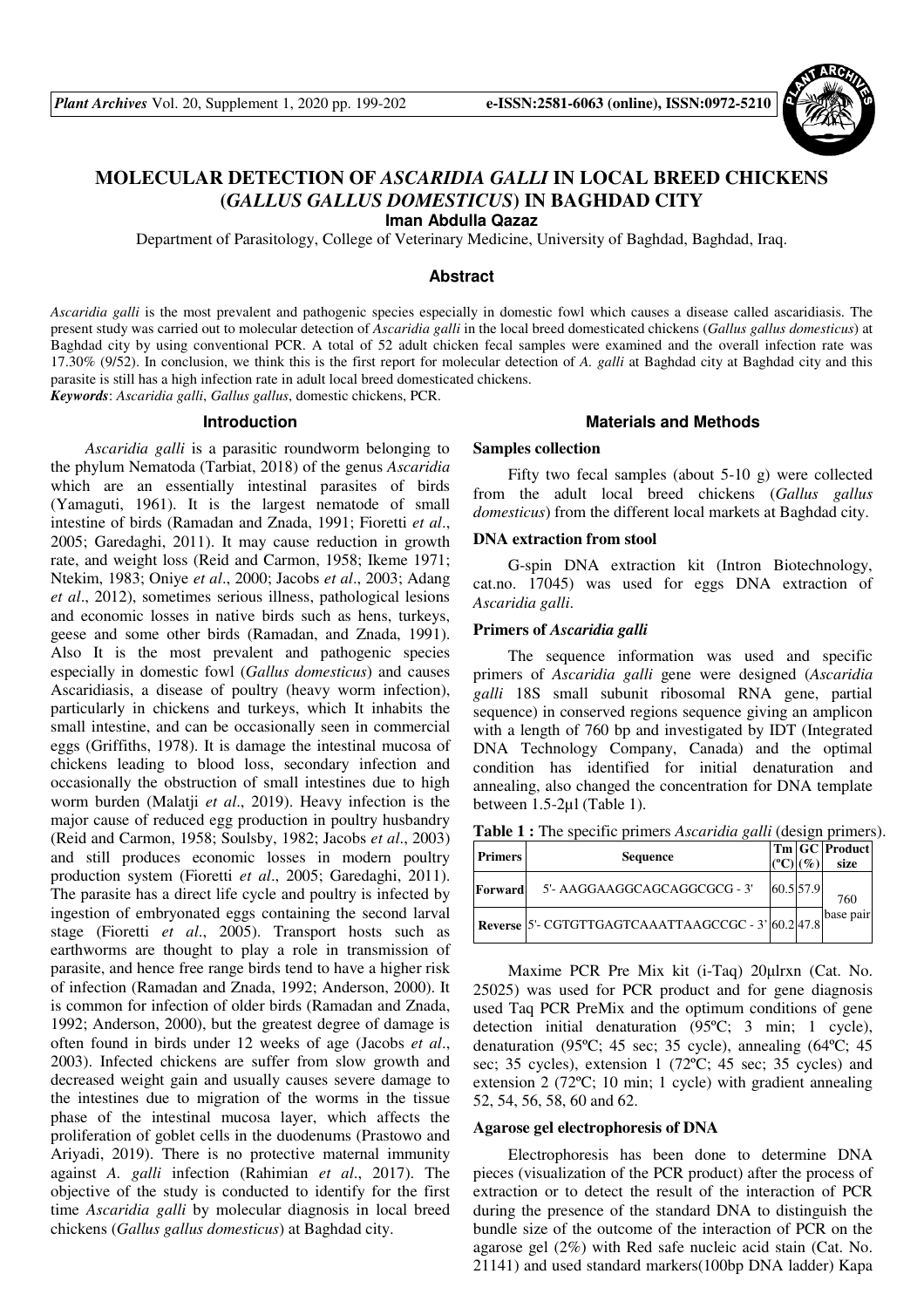# MOLECULAR DETECTION OF *ASCARIDIA GALLI* IN LOCAL BREED CHICKENS (*GALLUS GALLUS DOMESTICUS*) IN BAGHDAD CITY

**Iman Abdulla Qazaz**

Department of Parasitology, College of Veterinary Medicine, University of Baghdad, Baghdad, Iraq.

## Abstract

*Ascaridia galli* is the most prevalent and pathogenic species especially in domestic fowl which causes a disease called ascaridiasis. The present study was carried out to molecular detection of *Ascaridia galli* in the local breed domesticated chickens (*Gallus gallus domesticus*) at Baghdad city by using conventional PCR. A total of 52 adult chicken fecal samples were examined and the overall infection rate was 17.30% (9/52). In conclusion, we think this is the first report for molecular detection of *A. galli* at Baghdad city at Baghdad city and this parasite is still has a high infection rate in adult local breed domesticated chickens.

*Keywords*: *Ascaridia galli*, *Gallus gallus*, domestic chickens, PCR.

## Introduction

*Ascaridia galli* is a parasitic roundworm belonging to the phylum Nematoda (Tarbiat, 2018) of the genus *Ascaridia* which are an essentially intestinal parasites of birds (Yamaguti, 1961). It is the largest nematode of small intestine of birds (Ramadan and Znada, 1991; Fioretti *et al*., 2005; Garedaghi, 2011). It may cause reduction in growth rate, and weight loss (Reid and Carmon, 1958; Ikeme 1971; Ntekim, 1983; Oniye *et al*., 2000; Jacobs *et al*., 2003; Adang *et al*., 2012), sometimes serious illness, pathological lesions and economic losses in native birds such as hens, turkeys, geese and some other birds (Ramadan, and Znada, 1991). Also It is the most prevalent and pathogenic species especially in domestic fowl (*Gallus domesticus*) and causes Ascaridiasis, a disease of poultry (heavy worm infection), particularly in chickens and turkeys, which It inhabits the small intestine, and can be occasionally seen in commercial eggs (Griffiths, 1978). It is damage the intestinal mucosa of chickens leading to blood loss, secondary infection and occasionally the obstruction of small intestines due to high worm burden (Malatji *et al*., 2019). Heavy infection is the major cause of reduced egg production in poultry husbandry (Reid and Carmon, 1958; Soulsby, 1982; Jacobs *et al*., 2003) and still produces economic losses in modern poultry production system (Fioretti *et al*., 2005; Garedaghi, 2011). The parasite has a direct life cycle and poultry is infected by ingestion of embryonated eggs containing the second larval stage (Fioretti *et al*., 2005). Transport hosts such as earthworms are thought to play a role in transmission of parasite, and hence free range birds tend to have a higher risk of infection (Ramadan and Znada, 1992; Anderson, 2000). It is common for infection of older birds (Ramadan and Znada, 1992; Anderson, 2000), but the greatest degree of damage is often found in birds under 12 weeks of age (Jacobs *et al*., 2003). Infected chickens are suffer from slow growth and decreased weight gain and usually causes severe damage to the intestines due to migration of the worms in the tissue phase of the intestinal mucosa layer, which affects the proliferation of goblet cells in the duodenums (Prastowo and Ariyadi, 2019). There is no protective maternal immunity against *A. galli* infection (Rahimian *et al*., 2017). The objective of the study is conducted to identify for the first time *Ascaridia galli* by molecular diagnosis in local breed chickens (*Gallus gallus domesticus*) at Baghdad city.

## Materials and Methods

### Samples collection

Fifty two fecal samples (about 5-10 g) were collected from the adult local breed chickens (*Gallus gallus domesticus*) from the different local markets at Baghdad city.

### DNA extraction from stool

G-spin DNA extraction kit (Intron Biotechnology, cat.no. 17045) was used for eggs DNA extraction of *Ascaridia galli*.

### Primers of *Ascaridia galli*

The sequence information was used and specific primers of *Ascaridia galli* gene were designed (*Ascaridia galli* 18S small subunit ribosomal RNA gene, partial sequence) in conserved regions sequence giving an amplicon with a length of 760 bp and investigated by IDT (Integrated DNA Technology Company, Canada) and the optimal condition has identified for initial denaturation and annealing, also changed the concentration for DNA template between 1.5-2µl (Table 1).

**Table 1 :** The specific primers *Ascaridia galli* (design primers).

| Primers | Sequence | Tm (°C) | GC (%) | Product size |
|---|---|---|---|---|
| Forward | 5'- AAGGAAGGCAGCAGGCGCG - 3' | 60.5 | 57.9 | 760 base pair |
| Reverse | 5'- CGTGTTGAGTCAAATTAAGCCGC - 3' | 60.2 | 47.8 | |

Maxime PCR Pre Mix kit (i-Taq) 20µlrxn (Cat. No. 25025) was used for PCR product and for gene diagnosis used Taq PCR PreMix and the optimum conditions of gene detection initial denaturation (95ºC; 3 min; 1 cycle), denaturation (95ºC; 45 sec; 35 cycle), annealing (64ºC; 45 sec; 35 cycles), extension 1 (72ºC; 45 sec; 35 cycles) and extension 2 (72ºC; 10 min; 1 cycle) with gradient annealing 52, 54, 56, 58, 60 and 62.

### Agarose gel electrophoresis of DNA

Electrophoresis has been done to determine DNA pieces (visualization of the PCR product) after the process of extraction or to detect the result of the interaction of PCR during the presence of the standard DNA to distinguish the bundle size of the outcome of the interaction of PCR on the agarose gel (2%) with Red safe nucleic acid stain (Cat. No. 21141) and used standard markers(100bp DNA ladder) Kapa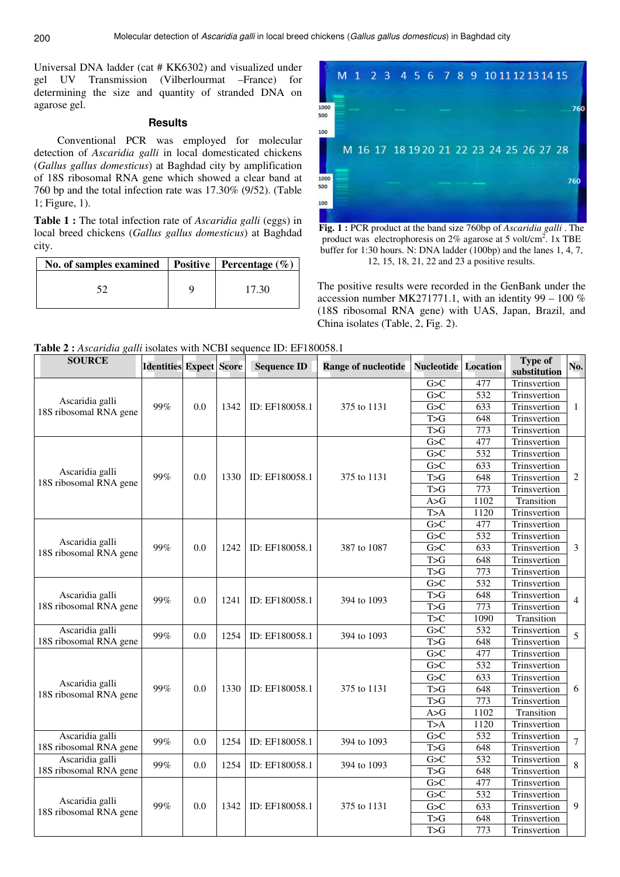Universal DNA ladder (cat # KK6302) and visualized under gel UV Transmission (Vilberlourmat –France) for determining the size and quantity of stranded DNA on agarose gel.

## Results

Conventional PCR was employed for molecular detection of *Ascaridia galli* in local domesticated chickens (*Gallus gallus domesticus*) at Baghdad city by amplification of 18S ribosomal RNA gene which showed a clear band at 760 bp and the total infection rate was 17.30% (9/52). (Table 1; Figure, 1).

**Table 1 :** The total infection rate of *Ascaridia galli* (eggs) in local breed chickens (*Gallus gallus domesticus*) at Baghdad city.

| No. of samples examined | Positive | Percentage (%) |
|---|---|---|
| 52 | 9 | 17.30 |

**Fig. 1 :** PCR product at the band size 760bp of *Ascaridia galli*. The product was electrophoresis on 2% agarose at 5 volt/cm$^2$. 1x TBE buffer for 1:30 hours. N: DNA ladder (100bp) and the lanes 1, 4, 7, 12, 15, 18, 21, 22 and 23 a positive results.

The positive results were recorded in the GenBank under the accession number MK271771.1, with an identity 99 – 100 % (18S ribosomal RNA gene) with UAS, Japan, Brazil, and China isolates (Table, 2, Fig. 2).

**Table 2 :** *Ascaridia galli* isolates with NCBI sequence ID: EF180058.1

| SOURCE | Identities | Expect | Score | Sequence ID | Range of nucleotide | Nucleotide | Location | Type of substitution | No. |
|---|---|---|---|---|---|---|---|---|---|
| Ascaridia galli 18S ribosomal RNA gene | 99% | 0.0 | 1342 | ID: EF180058.1 | 375 to 1131 | G>C | 477 | Trinsvertion | 1 |
| | | | | | | G>C | 532 | Trinsvertion | |
| | | | | | | G>C | 633 | Trinsvertion | |
| | | | | | | T>G | 648 | Trinsvertion | |
| | | | | | | T>G | 773 | Trinsvertion | |
| Ascaridia galli 18S ribosomal RNA gene | 99% | 0.0 | 1330 | ID: EF180058.1 | 375 to 1131 | G>C | 477 | Trinsvertion | 2 |
| | | | | | | G>C | 532 | Trinsvertion | |
| | | | | | | G>C | 633 | Trinsvertion | |
| | | | | | | T>G | 648 | Trinsvertion | |
| | | | | | | T>G | 773 | Trinsvertion | |
| | | | | | | A>G | 1102 | Transition | |
| | | | | | | T>A | 1120 | Trinsvertion | |
| Ascaridia galli 18S ribosomal RNA gene | 99% | 0.0 | 1242 | ID: EF180058.1 | 387 to 1087 | G>C | 477 | Trinsvertion | 3 |
| | | | | | | G>C | 532 | Trinsvertion | |
| | | | | | | G>C | 633 | Trinsvertion | |
| | | | | | | T>G | 648 | Trinsvertion | |
| | | | | | | T>G | 773 | Trinsvertion | |
| Ascaridia galli 18S ribosomal RNA gene | 99% | 0.0 | 1241 | ID: EF180058.1 | 394 to 1093 | G>C | 532 | Trinsvertion | 4 |
| | | | | | | T>G | 648 | Trinsvertion | |
| | | | | | | T>G | 773 | Trinsvertion | |
| | | | | | | T>C | 1090 | Transition | |
| Ascaridia galli 18S ribosomal RNA gene | 99% | 0.0 | 1254 | ID: EF180058.1 | 394 to 1093 | G>C | 532 | Trinsvertion | 5 |
| | | | | | | T>G | 648 | Trinsvertion | |
| Ascaridia galli 18S ribosomal RNA gene | 99% | 0.0 | 1330 | ID: EF180058.1 | 375 to 1131 | G>C | 477 | Trinsvertion | 6 |
| | | | | | | G>C | 532 | Trinsvertion | |
| | | | | | | G>C | 633 | Trinsvertion | |
| | | | | | | T>G | 648 | Trinsvertion | |
| | | | | | | T>G | 773 | Trinsvertion | |
| | | | | | | A>G | 1102 | Transition | |
| | | | | | | T>A | 1120 | Trinsvertion | |
| Ascaridia galli 18S ribosomal RNA gene | 99% | 0.0 | 1254 | ID: EF180058.1 | 394 to 1093 | G>C | 532 | Trinsvertion | 7 |
| | | | | | | T>G | 648 | Trinsvertion | |
| Ascaridia galli 18S ribosomal RNA gene | 99% | 0.0 | 1254 | ID: EF180058.1 | 394 to 1093 | G>C | 532 | Trinsvertion | 8 |
| | | | | | | T>G | 648 | Trinsvertion | |
| Ascaridia galli 18S ribosomal RNA gene | 99% | 0.0 | 1342 | ID: EF180058.1 | 375 to 1131 | G>C | 477 | Trinsvertion | 9 |
| | | | | | | G>C | 532 | Trinsvertion | |
| | | | | | | G>C | 633 | Trinsvertion | |
| | | | | | | T>G | 648 | Trinsvertion | |
| | | | | | | T>G | 773 | Trinsvertion | |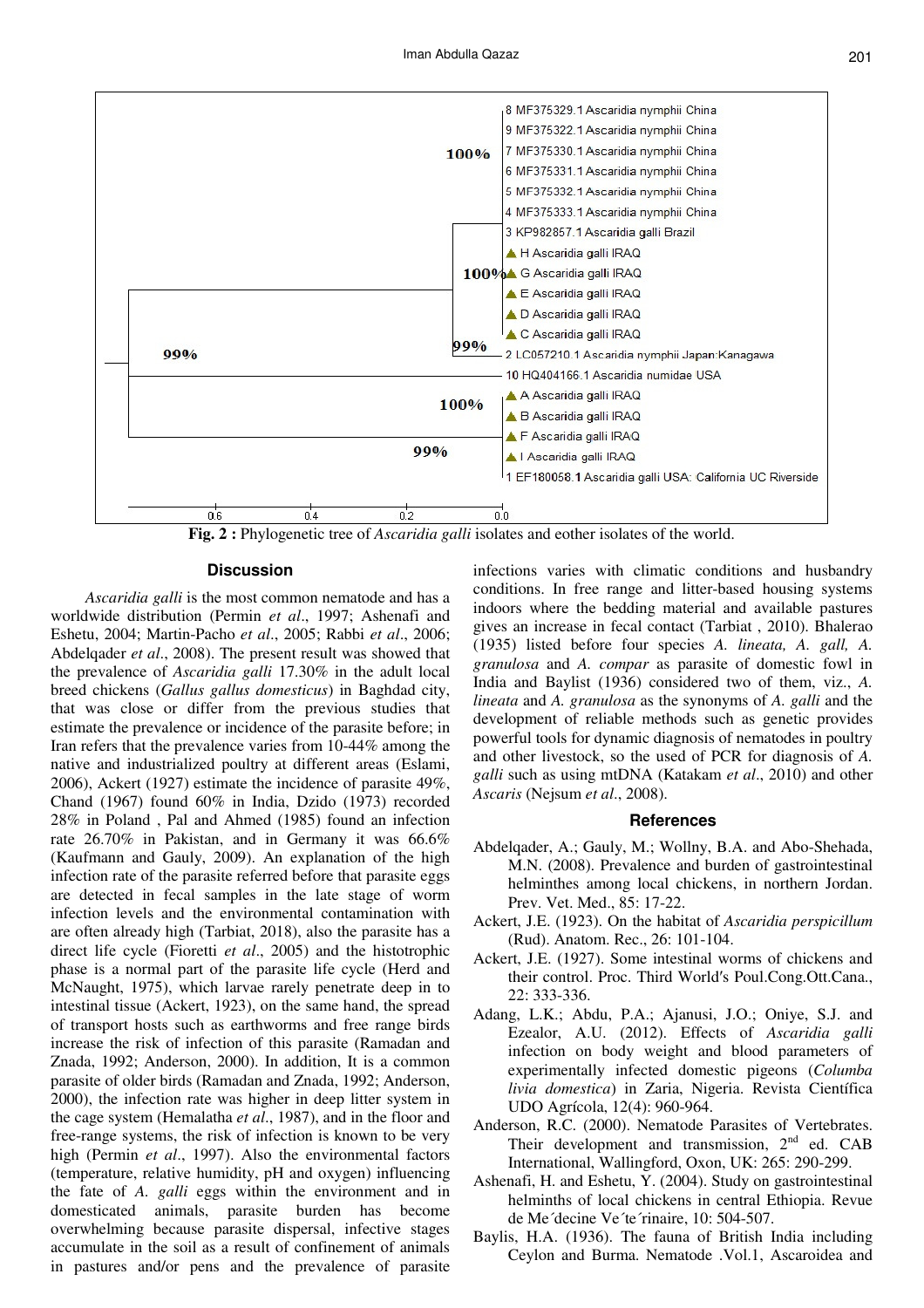Fig. 2 : Phylogenetic tree of *Ascaridia galli* isolates and eother isolates of the world.

## Discussion

*Ascaridia galli* is the most common nematode and has a worldwide distribution (Permin *et al*., 1997; Ashenafi and Eshetu, 2004; Martin-Pacho *et al*., 2005; Rabbi *et al*., 2006; Abdelqader *et al*., 2008). The present result was showed that the prevalence of *Ascaridia galli* 17.30% in the adult local breed chickens (*Gallus gallus domesticus*) in Baghdad city, that was close or differ from the previous studies that estimate the prevalence or incidence of the parasite before; in Iran refers that the prevalence varies from 10-44% among the native and industrialized poultry at different areas (Eslami, 2006), Ackert (1927) estimate the incidence of parasite 49%, Chand (1967) found 60% in India, Dzido (1973) recorded 28% in Poland , Pal and Ahmed (1985) found an infection rate 26.70% in Pakistan, and in Germany it was 66.6% (Kaufmann and Gauly, 2009). An explanation of the high infection rate of the parasite referred before that parasite eggs are detected in fecal samples in the late stage of worm infection levels and the environmental contamination with are often already high (Tarbiat, 2018), also the parasite has a direct life cycle (Fioretti *et al*., 2005) and the histotrophic phase is a normal part of the parasite life cycle (Herd and McNaught, 1975), which larvae rarely penetrate deep in to intestinal tissue (Ackert, 1923), on the same hand, the spread of transport hosts such as earthworms and free range birds increase the risk of infection of this parasite (Ramadan and Znada, 1992; Anderson, 2000). In addition, It is a common parasite of older birds (Ramadan and Znada, 1992; Anderson, 2000), the infection rate was higher in deep litter system in the cage system (Hemalatha *et al*., 1987), and in the floor and free-range systems, the risk of infection is known to be very high (Permin *et al*., 1997). Also the environmental factors (temperature, relative humidity, pH and oxygen) influencing the fate of *A. galli* eggs within the environment and in domesticated animals, parasite burden has become overwhelming because parasite dispersal, infective stages accumulate in the soil as a result of confinement of animals in pastures and/or pens and the prevalence of parasite infections varies with climatic conditions and husbandry conditions. In free range and litter-based housing systems indoors where the bedding material and available pastures gives an increase in fecal contact (Tarbiat , 2010). Bhalerao (1935) listed before four species *A. lineata, A. gall, A. granulosa* and *A. compar* as parasite of domestic fowl in India and Baylist (1936) considered two of them, viz., *A. lineata* and *A. granulosa* as the synonyms of *A. galli* and the development of reliable methods such as genetic provides powerful tools for dynamic diagnosis of nematodes in poultry and other livestock, so the used of PCR for diagnosis of *A. galli* such as using mtDNA (Katakam *et al*., 2010) and other *Ascaris* (Nejsum *et al*., 2008).

## References

Abdelqader, A.; Gauly, M.; Wollny, B.A. and Abo-Shehada, M.N. (2008). Prevalence and burden of gastrointestinal helminthes among local chickens, in northern Jordan. Prev. Vet. Med., 85: 17-22.

Ackert, J.E. (1923). On the habitat of *Ascaridia perspicillum* (Rud). Anatom. Rec., 26: 101-104.

Ackert, J.E. (1927). Some intestinal worms of chickens and their control. Proc. Third World′s Poul.Cong.Ott.Cana., 22: 333-336.

Adang, L.K.; Abdu, P.A.; Ajanusi, J.O.; Oniye, S.J. and Ezealor, A.U. (2012). Effects of *Ascaridia galli* infection on body weight and blood parameters of experimentally infected domestic pigeons (*Columba livia domestica*) in Zaria, Nigeria. Revista Científica UDO Agrícola, 12(4): 960-964.

Anderson, R.C. (2000). Nematode Parasites of Vertebrates. Their development and transmission, 2[nd] ed. CAB International, Wallingford, Oxon, UK: 265: 290-299.

Ashenafi, H. and Eshetu, Y. (2004). Study on gastrointestinal helminths of local chickens in central Ethiopia. Revue de Me´decine Ve´te´rinaire, 10: 504-507.

Baylis, H.A. (1936). The fauna of British India including Ceylon and Burma. Nematode .Vol.1, Ascaroidea and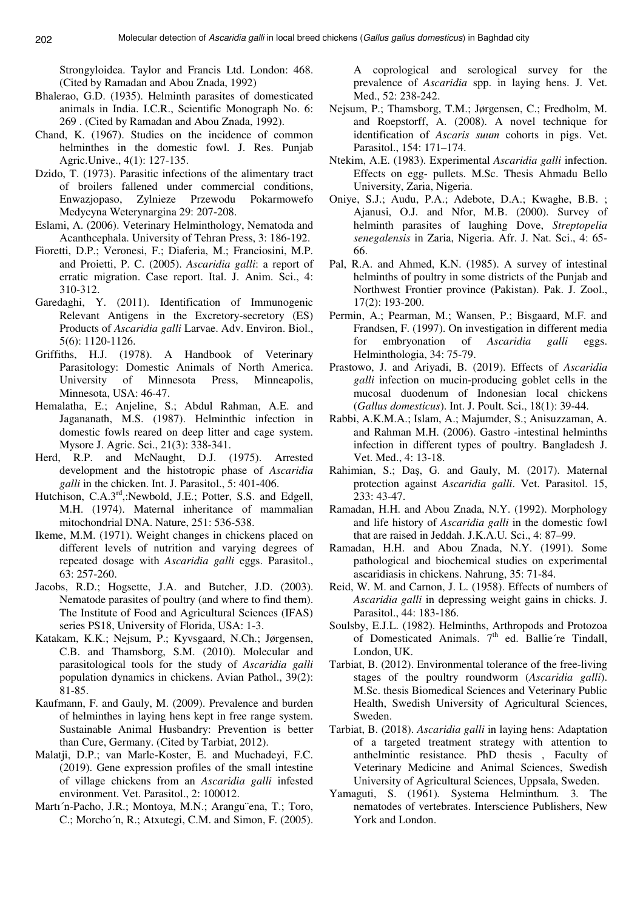Strongyloidea. Taylor and Francis Ltd. London: 468. (Cited by Ramadan and Abou Znada, 1992)

Bhalerao, G.D. (1935). Helminth parasites of domesticated animals in India. I.C.R., Scientific Monograph No. 6: 269 . (Cited by Ramadan and Abou Znada, 1992).

Chand, K. (1967). Studies on the incidence of common helminthes in the domestic fowl. J. Res. Punjab Agric.Unive., 4(1): 127-135.

Dzido, T. (1973). Parasitic infections of the alimentary tract of broilers fallened under commercial conditions, Enwazjopaso, Zylnieze Przewodu Pokarmowefo Medycyna Weterynargina 29: 207-208.

Eslami, A. (2006). Veterinary Helminthology, Nematoda and Acanthcephala. University of Tehran Press, 3: 186-192.

Fioretti, D.P.; Veronesi, F.; Diaferia, M.; Franciosini, M.P. and Proietti, P. C. (2005). *Ascaridia galli*: a report of erratic migration. Case report. Ital. J. Anim. Sci., 4: 310-312.

Garedaghi, Y. (2011). Identification of Immunogenic Relevant Antigens in the Excretory-secretory (ES) Products of *Ascaridia galli* Larvae. Adv. Environ. Biol., 5(6): 1120-1126.

Griffiths, H.J. (1978). A Handbook of Veterinary Parasitology: Domestic Animals of North America. University of Minnesota Press, Minneapolis, Minnesota, USA: 46-47.

Hemalatha, E.; Anjeline, S.; Abdul Rahman, A.E. and Jagananath, M.S. (1987). Helminthic infection in domestic fowls reared on deep litter and cage system. Mysore J. Agric. Sci., 21(3): 338-341.

Herd, R.P. and McNaught, D.J. (1975). Arrested development and the histotropic phase of *Ascaridia galli* in the chicken. Int. J. Parasitol., 5: 401-406.

Hutchison, C.A.3rd,:Newbold, J.E.; Potter, S.S. and Edgell, M.H. (1974). Maternal inheritance of mammalian mitochondrial DNA. Nature, 251: 536-538.

Ikeme, M.M. (1971). Weight changes in chickens placed on different levels of nutrition and varying degrees of repeated dosage with *Ascaridia galli* eggs. Parasitol., 63: 257-260.

Jacobs, R.D.; Hogsette, J.A. and Butcher, J.D. (2003). Nematode parasites of poultry (and where to find them). The Institute of Food and Agricultural Sciences (IFAS) series PS18, University of Florida, USA: 1-3.

Katakam, K.K.; Nejsum, P.; Kyvsgaard, N.Ch.; Jørgensen, C.B. and Thamsborg, S.M. (2010). Molecular and parasitological tools for the study of *Ascaridia galli* population dynamics in chickens. Avian Pathol., 39(2): 81-85.

Kaufmann, F. and Gauly, M. (2009). Prevalence and burden of helminthes in laying hens kept in free range system. Sustainable Animal Husbandry: Prevention is better than Cure, Germany. (Cited by Tarbiat, 2012).

Malatji, D.P.; van Marle-Koster, E. and Muchadeyi, F.C. (2019). Gene expression profiles of the small intestine of village chickens from an *Ascaridia galli* infested environment. Vet. Parasitol., 2: 100012.

Martı´n-Pacho, J.R.; Montoya, M.N.; Arangu¨ena, T.; Toro, C.; Morcho´n, R.; Atxutegi, C.M. and Simon, F. (2005). A coprological and serological survey for the prevalence of *Ascaridia* spp. in laying hens. J. Vet. Med., 52: 238-242.

Nejsum, P.; Thamsborg, T.M.; Jørgensen, C.; Fredholm, M. and Roepstorff, A. (2008). A novel technique for identification of *Ascaris suum* cohorts in pigs. Vet. Parasitol., 154: 171–174.

Ntekim, A.E. (1983). Experimental *Ascaridia galli* infection. Effects on egg- pullets. M.Sc. Thesis Ahmadu Bello University, Zaria, Nigeria.

Oniye, S.J.; Audu, P.A.; Adebote, D.A.; Kwaghe, B.B. ; Ajanusi, O.J. and Nfor, M.B. (2000). Survey of helminth parasites of laughing Dove, *Streptopelia senegalensis* in Zaria, Nigeria. Afr. J. Nat. Sci., 4: 65-66.

Pal, R.A. and Ahmed, K.N. (1985). A survey of intestinal helminths of poultry in some districts of the Punjab and Northwest Frontier province (Pakistan). Pak. J. Zool., 17(2): 193-200.

Permin, A.; Pearman, M.; Wansen, P.; Bisgaard, M.F. and Frandsen, F. (1997). On investigation in different media for embryonation of *Ascaridia galli* eggs. Helminthologia, 34: 75-79.

Prastowo, J. and Ariyadi, B. (2019). Effects of *Ascaridia galli* infection on mucin-producing goblet cells in the mucosal duodenum of Indonesian local chickens (*Gallus domesticus*). Int. J. Poult. Sci., 18(1): 39-44.

Rabbi, A.K.M.A.; Islam, A.; Majumder, S.; Anisuzzaman, A. and Rahman M.H. (2006). Gastro -intestinal helminths infection in different types of poultry. Bangladesh J. Vet. Med., 4: 13-18.

Rahimian, S.; Daş, G. and Gauly, M. (2017). Maternal protection against *Ascaridia galli*. Vet. Parasitol. 15, 233: 43-47.

Ramadan, H.H. and Abou Znada, N.Y. (1992). Morphology and life history of *Ascaridia galli* in the domestic fowl that are raised in Jeddah. J.K.A.U. Sci., 4: 87–99.

Ramadan, H.H. and Abou Znada, N.Y. (1991). Some pathological and biochemical studies on experimental ascaridiasis in chickens. Nahrung, 35: 71-84.

Reid, W. M. and Carnon, J. L. (1958). Effects of numbers of *Ascaridia galli* in depressing weight gains in chicks. J. Parasitol., 44: 183-186.

Soulsby, E.J.L. (1982). Helminths, Arthropods and Protozoa of Domesticated Animals. 7th ed. Ballie´re Tindall, London, UK.

Tarbiat, B. (2012). Environmental tolerance of the free-living stages of the poultry roundworm (*Ascaridia galli*). M.Sc. thesis Biomedical Sciences and Veterinary Public Health, Swedish University of Agricultural Sciences, Sweden.

Tarbiat, B. (2018). *Ascaridia galli* in laying hens: Adaptation of a targeted treatment strategy with attention to anthelmintic resistance. PhD thesis , Faculty of Veterinary Medicine and Animal Sciences, Swedish University of Agricultural Sciences, Uppsala, Sweden.

Yamaguti, S. (1961). Systema Helminthum*.* 3. The nematodes of vertebrates. Interscience Publishers, New York and London.